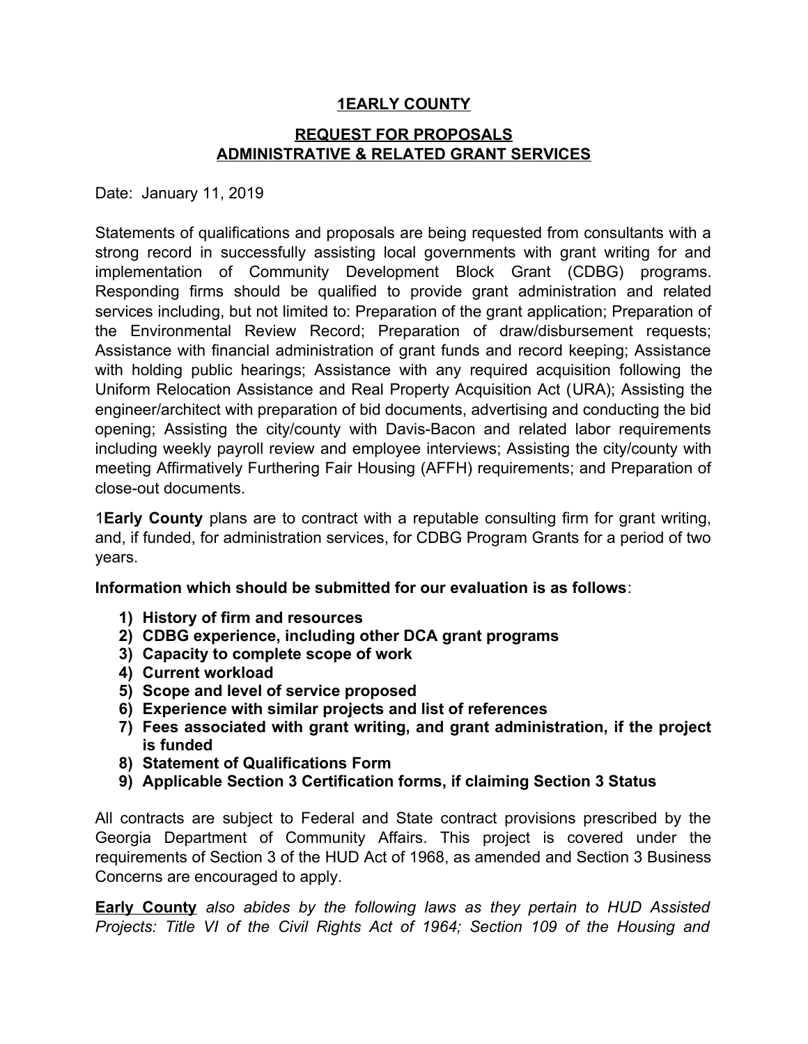# 1EARLY COUNTY

## REQUEST FOR PROPOSALS
## ADMINISTRATIVE & RELATED GRANT SERVICES

Date: January 11, 2019

Statements of qualifications and proposals are being requested from consultants with a strong record in successfully assisting local governments with grant writing for and implementation of Community Development Block Grant (CDBG) programs. Responding firms should be qualified to provide grant administration and related services including, but not limited to: Preparation of the grant application; Preparation of the Environmental Review Record; Preparation of draw/disbursement requests; Assistance with financial administration of grant funds and record keeping; Assistance with holding public hearings; Assistance with any required acquisition following the Uniform Relocation Assistance and Real Property Acquisition Act (URA); Assisting the engineer/architect with preparation of bid documents, advertising and conducting the bid opening; Assisting the city/county with Davis-Bacon and related labor requirements including weekly payroll review and employee interviews; Assisting the city/county with meeting Affirmatively Furthering Fair Housing (AFFH) requirements; and Preparation of close-out documents.

1**Early County** plans are to contract with a reputable consulting firm for grant writing, and, if funded, for administration services, for CDBG Program Grants for a period of two years.

**Information which should be submitted for our evaluation is as follows**:

1) **History of firm and resources**
2) **CDBG experience, including other DCA grant programs**
3) **Capacity to complete scope of work**
4) **Current workload**
5) **Scope and level of service proposed**
6) **Experience with similar projects and list of references**
7) **Fees associated with grant writing, and grant administration, if the project is funded**
8) **Statement of Qualifications Form**
9) **Applicable Section 3 Certification forms, if claiming Section 3 Status**

All contracts are subject to Federal and State contract provisions prescribed by the Georgia Department of Community Affairs. This project is covered under the requirements of Section 3 of the HUD Act of 1968, as amended and Section 3 Business Concerns are encouraged to apply.

**Early County** *also abides by the following laws as they pertain to HUD Assisted Projects: Title VI of the Civil Rights Act of 1964; Section 109 of the Housing and*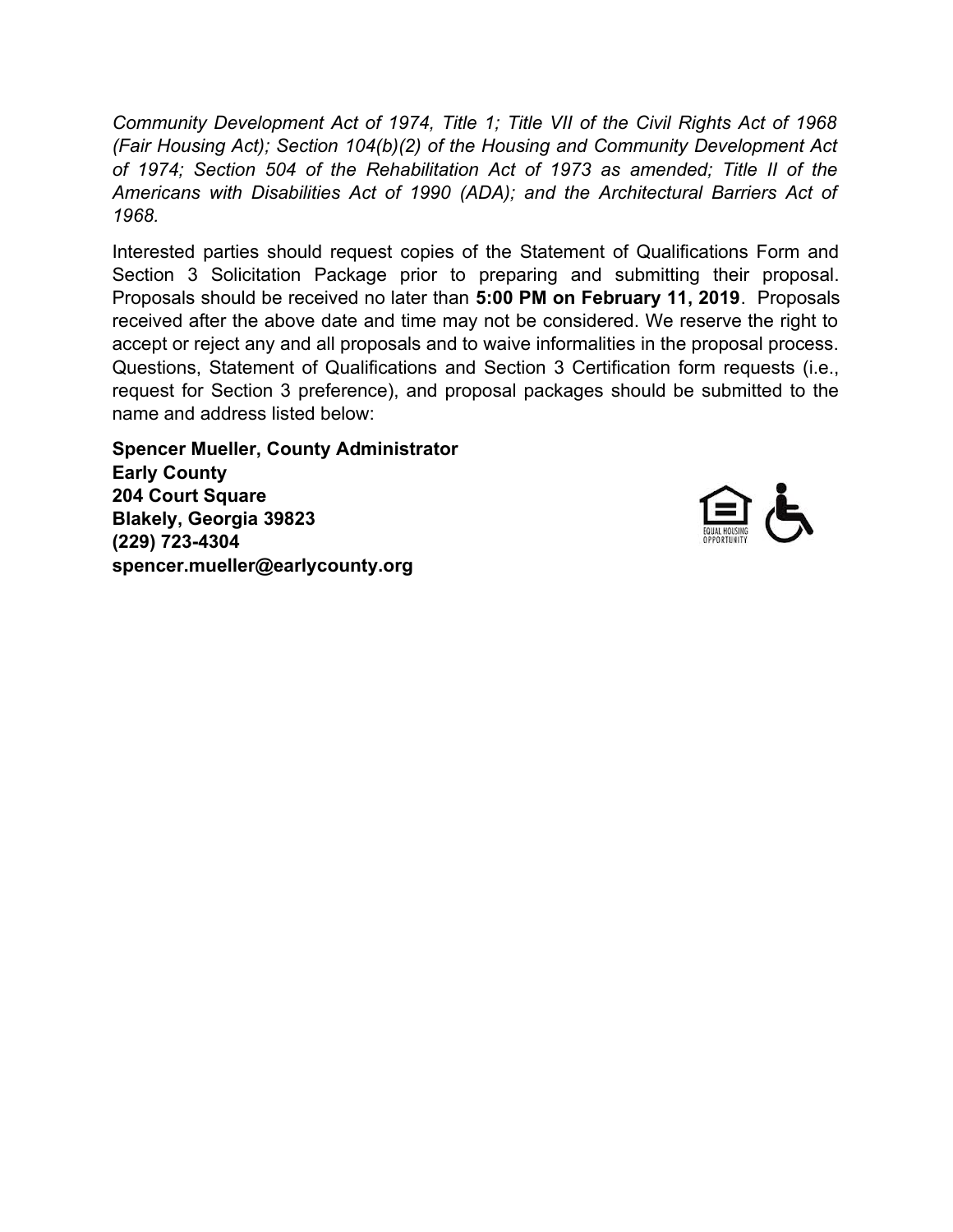*Community Development Act of 1974, Title 1; Title VII of the Civil Rights Act of 1968 (Fair Housing Act); Section 104(b)(2) of the Housing and Community Development Act of 1974; Section 504 of the Rehabilitation Act of 1973 as amended; Title II of the Americans with Disabilities Act of 1990 (ADA); and the Architectural Barriers Act of 1968.*

Interested parties should request copies of the Statement of Qualifications Form and Section 3 Solicitation Package prior to preparing and submitting their proposal. Proposals should be received no later than **5:00 PM on February 11, 2019**. Proposals received after the above date and time may not be considered. We reserve the right to accept or reject any and all proposals and to waive informalities in the proposal process. Questions, Statement of Qualifications and Section 3 Certification form requests (i.e., request for Section 3 preference), and proposal packages should be submitted to the name and address listed below:

**Spencer Mueller, County Administrator**
**Early County**
**204 Court Square**
**Blakely, Georgia 39823**
**(229) 723-4304**
**spencer.mueller@earlycounty.org**

EQUAL HOUSING OPPORTUNITY